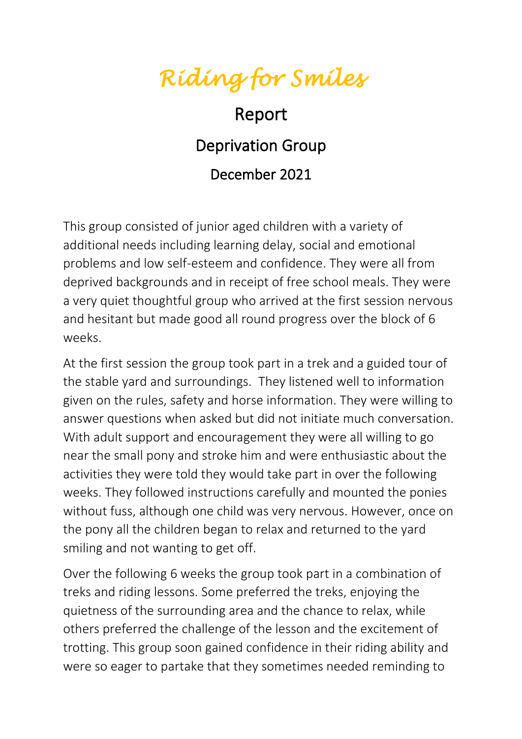# *Riding for Smiles*

## Report

### Deprivation Group

### December 2021

This group consisted of junior aged children with a variety of additional needs including learning delay, social and emotional problems and low self-esteem and confidence. They were all from deprived backgrounds and in receipt of free school meals. They were a very quiet thoughtful group who arrived at the first session nervous and hesitant but made good all round progress over the block of 6 weeks.

At the first session the group took part in a trek and a guided tour of the stable yard and surroundings. They listened well to information given on the rules, safety and horse information. They were willing to answer questions when asked but did not initiate much conversation. With adult support and encouragement they were all willing to go near the small pony and stroke him and were enthusiastic about the activities they were told they would take part in over the following weeks. They followed instructions carefully and mounted the ponies without fuss, although one child was very nervous. However, once on the pony all the children began to relax and returned to the yard smiling and not wanting to get off.

Over the following 6 weeks the group took part in a combination of treks and riding lessons. Some preferred the treks, enjoying the quietness of the surrounding area and the chance to relax, while others preferred the challenge of the lesson and the excitement of trotting. This group soon gained confidence in their riding ability and were so eager to partake that they sometimes needed reminding to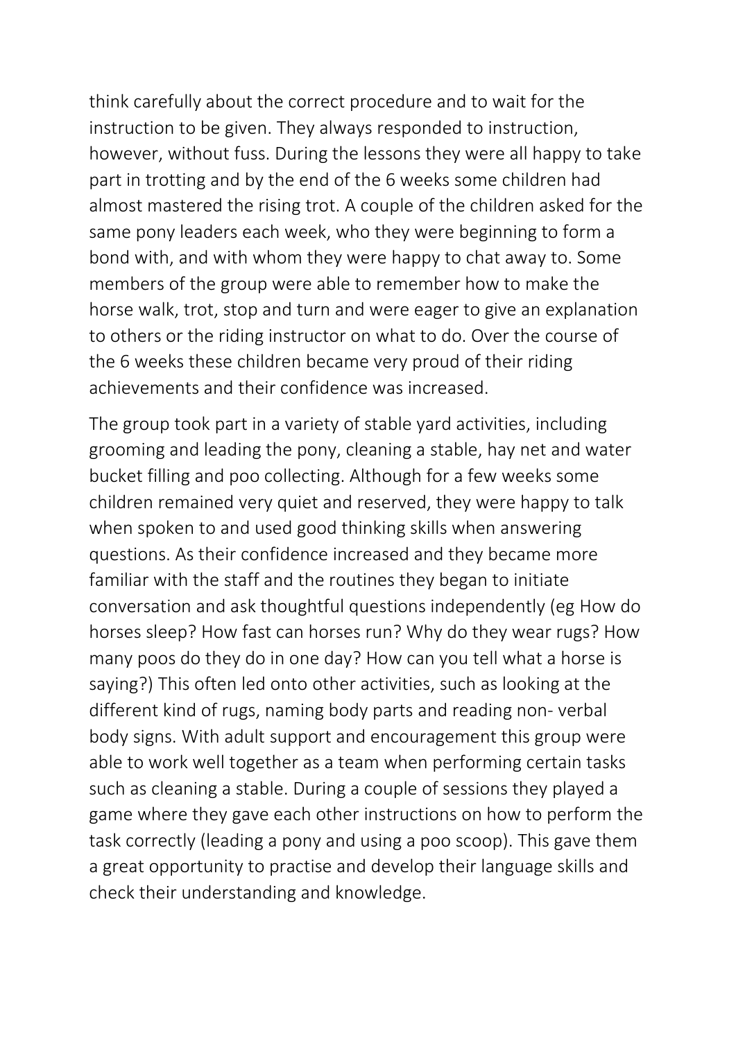think carefully about the correct procedure and to wait for the instruction to be given. They always responded to instruction, however, without fuss. During the lessons they were all happy to take part in trotting and by the end of the 6 weeks some children had almost mastered the rising trot. A couple of the children asked for the same pony leaders each week, who they were beginning to form a bond with, and with whom they were happy to chat away to. Some members of the group were able to remember how to make the horse walk, trot, stop and turn and were eager to give an explanation to others or the riding instructor on what to do. Over the course of the 6 weeks these children became very proud of their riding achievements and their confidence was increased.

The group took part in a variety of stable yard activities, including grooming and leading the pony, cleaning a stable, hay net and water bucket filling and poo collecting. Although for a few weeks some children remained very quiet and reserved, they were happy to talk when spoken to and used good thinking skills when answering questions. As their confidence increased and they became more familiar with the staff and the routines they began to initiate conversation and ask thoughtful questions independently (eg How do horses sleep? How fast can horses run? Why do they wear rugs? How many poos do they do in one day? How can you tell what a horse is saying?) This often led onto other activities, such as looking at the different kind of rugs, naming body parts and reading non- verbal body signs. With adult support and encouragement this group were able to work well together as a team when performing certain tasks such as cleaning a stable. During a couple of sessions they played a game where they gave each other instructions on how to perform the task correctly (leading a pony and using a poo scoop). This gave them a great opportunity to practise and develop their language skills and check their understanding and knowledge.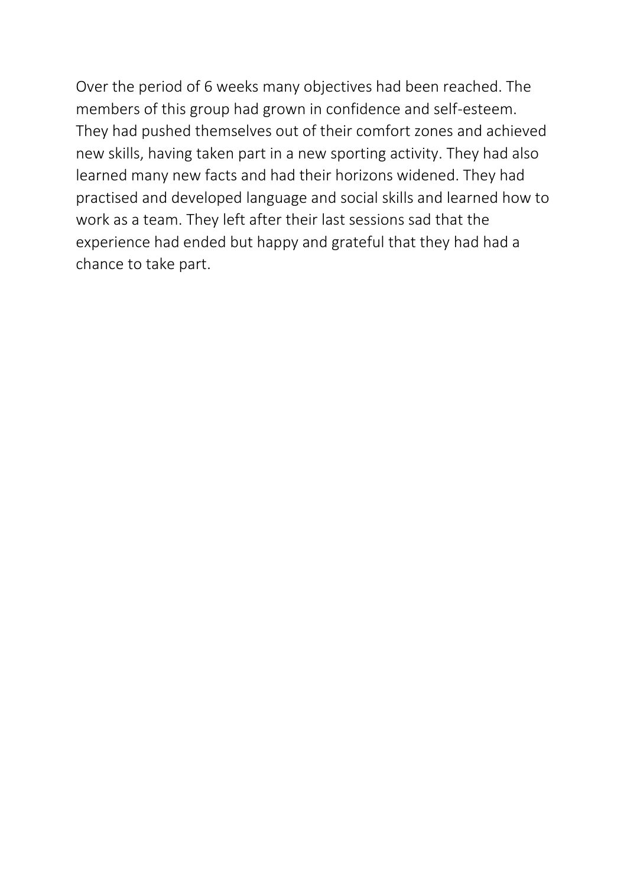Over the period of 6 weeks many objectives had been reached. The members of this group had grown in confidence and self-esteem. They had pushed themselves out of their comfort zones and achieved new skills, having taken part in a new sporting activity. They had also learned many new facts and had their horizons widened. They had practised and developed language and social skills and learned how to work as a team. They left after their last sessions sad that the experience had ended but happy and grateful that they had had a chance to take part.